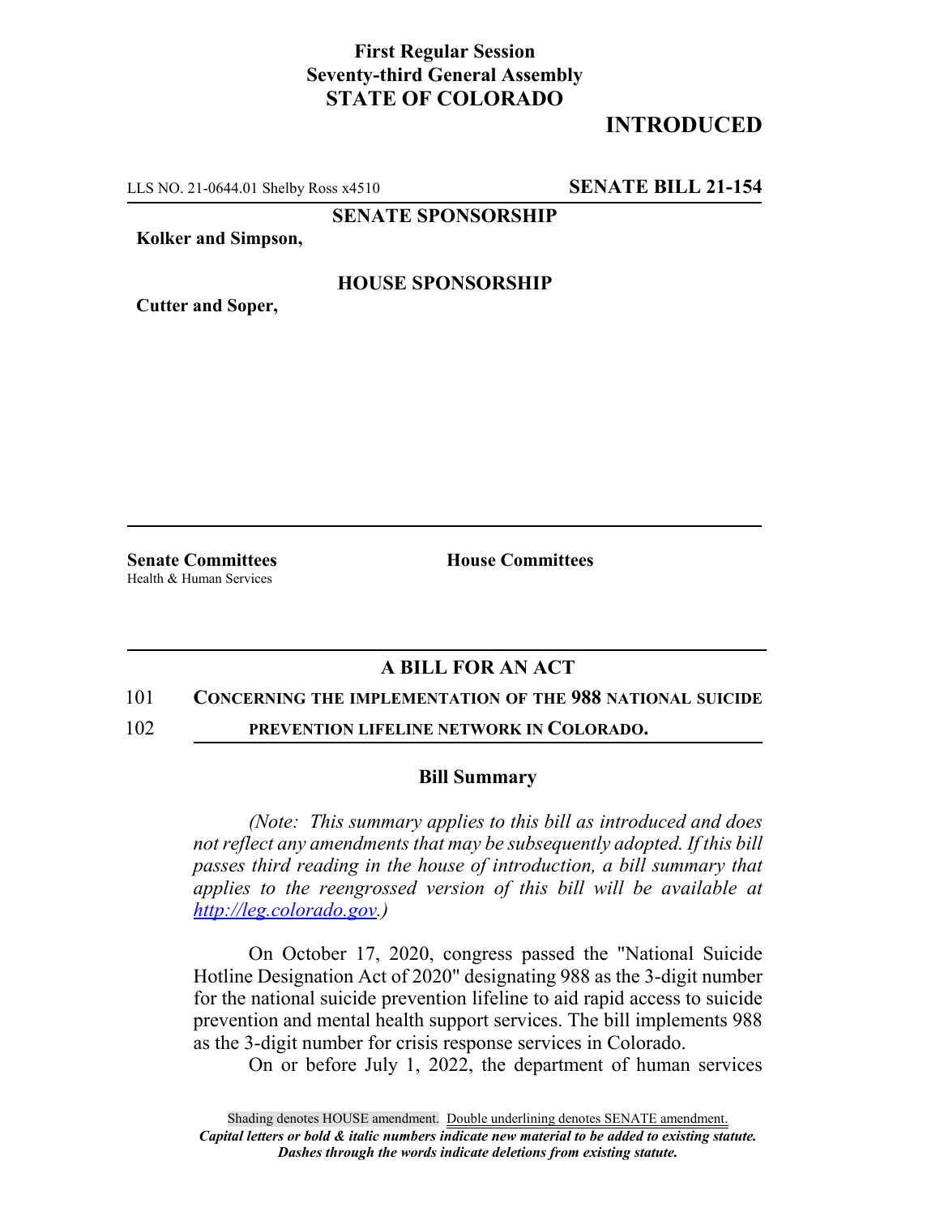**First Regular Session**
**Seventy-third General Assembly**
**STATE OF COLORADO**

# INTRODUCED

LLS NO. 21-0644.01 Shelby Ross x4510 **SENATE BILL 21-154**

**SENATE SPONSORSHIP**

**Kolker and Simpson,**

**HOUSE SPONSORSHIP**

**Cutter and Soper,**

**Senate Committees**
Health & Human Services

**House Committees**

## A BILL FOR AN ACT

101 **CONCERNING THE IMPLEMENTATION OF THE 988 NATIONAL SUICIDE**
102 **PREVENTION LIFELINE NETWORK IN COLORADO.**

### Bill Summary

*(Note: This summary applies to this bill as introduced and does not reflect any amendments that may be subsequently adopted. If this bill passes third reading in the house of introduction, a bill summary that applies to the reengrossed version of this bill will be available at [http://leg.colorado.gov](http://leg.colorado.gov).)*

On October 17, 2020, congress passed the "National Suicide Hotline Designation Act of 2020" designating 988 as the 3-digit number for the national suicide prevention lifeline to aid rapid access to suicide prevention and mental health support services. The bill implements 988 as the 3-digit number for crisis response services in Colorado.

On or before July 1, 2022, the department of human services

Shading denotes HOUSE amendment. Double underlining denotes SENATE amendment.
***Capital letters or bold & italic numbers indicate new material to be added to existing statute.***
***Dashes through the words indicate deletions from existing statute.***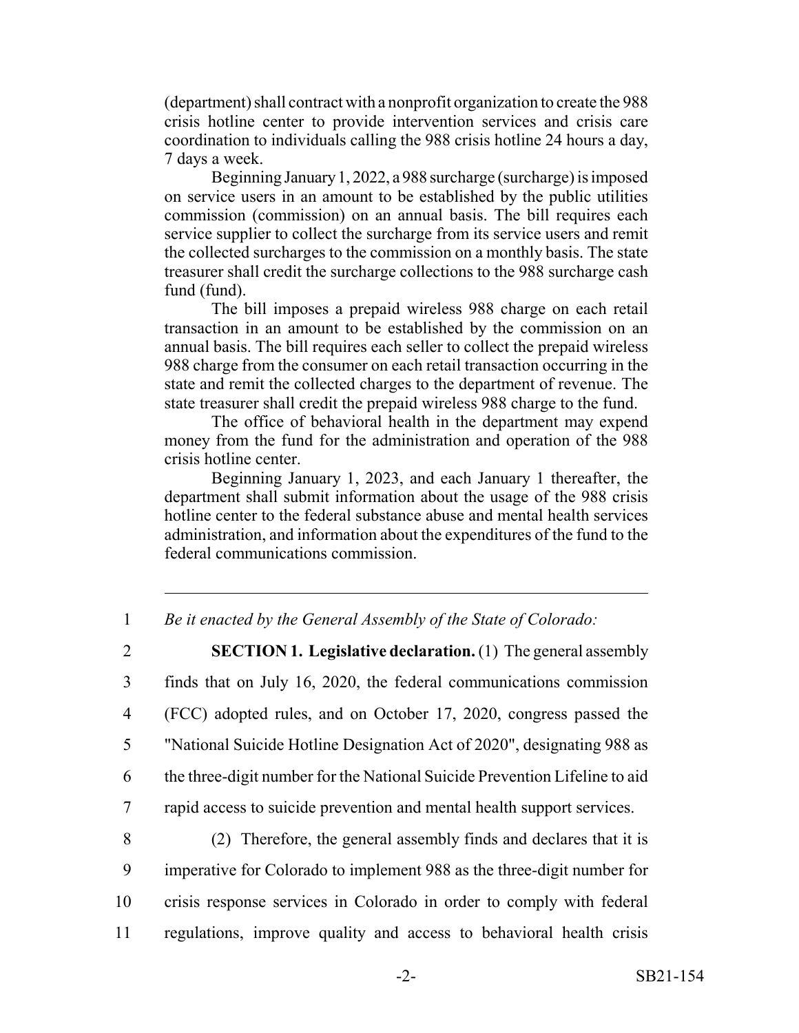(department) shall contract with a nonprofit organization to create the 988 crisis hotline center to provide intervention services and crisis care coordination to individuals calling the 988 crisis hotline 24 hours a day, 7 days a week.

Beginning January 1, 2022, a 988 surcharge (surcharge) is imposed on service users in an amount to be established by the public utilities commission (commission) on an annual basis. The bill requires each service supplier to collect the surcharge from its service users and remit the collected surcharges to the commission on a monthly basis. The state treasurer shall credit the surcharge collections to the 988 surcharge cash fund (fund).

The bill imposes a prepaid wireless 988 charge on each retail transaction in an amount to be established by the commission on an annual basis. The bill requires each seller to collect the prepaid wireless 988 charge from the consumer on each retail transaction occurring in the state and remit the collected charges to the department of revenue. The state treasurer shall credit the prepaid wireless 988 charge to the fund.

The office of behavioral health in the department may expend money from the fund for the administration and operation of the 988 crisis hotline center.

Beginning January 1, 2023, and each January 1 thereafter, the department shall submit information about the usage of the 988 crisis hotline center to the federal substance abuse and mental health services administration, and information about the expenditures of the fund to the federal communications commission.

---

1 *Be it enacted by the General Assembly of the State of Colorado:*

2 **SECTION 1. Legislative declaration.** (1) The general assembly
3 finds that on July 16, 2020, the federal communications commission
4 (FCC) adopted rules, and on October 17, 2020, congress passed the
5 "National Suicide Hotline Designation Act of 2020", designating 988 as
6 the three-digit number for the National Suicide Prevention Lifeline to aid
7 rapid access to suicide prevention and mental health support services.

8 (2) Therefore, the general assembly finds and declares that it is
9 imperative for Colorado to implement 988 as the three-digit number for
10 crisis response services in Colorado in order to comply with federal
11 regulations, improve quality and access to behavioral health crisis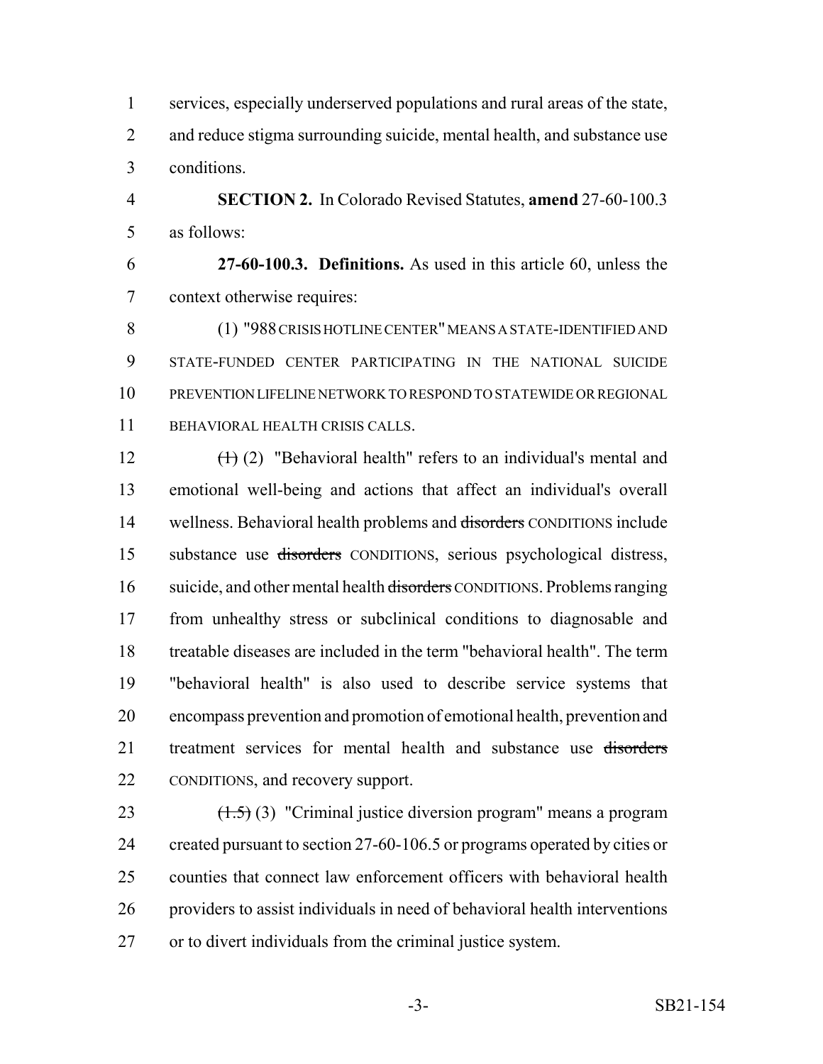services, especially underserved populations and rural areas of the state, and reduce stigma surrounding suicide, mental health, and substance use conditions.

**SECTION 2.** In Colorado Revised Statutes, **amend** 27-60-100.3 as follows:

**27-60-100.3. Definitions.** As used in this article 60, unless the context otherwise requires:

(1) "988 CRISIS HOTLINE CENTER" MEANS A STATE-IDENTIFIED AND STATE-FUNDED CENTER PARTICIPATING IN THE NATIONAL SUICIDE PREVENTION LIFELINE NETWORK TO RESPOND TO STATEWIDE OR REGIONAL BEHAVIORAL HEALTH CRISIS CALLS.

~~(1)~~ (2) "Behavioral health" refers to an individual's mental and emotional well-being and actions that affect an individual's overall wellness. Behavioral health problems and ~~disorders~~ CONDITIONS include substance use ~~disorders~~ CONDITIONS, serious psychological distress, suicide, and other mental health ~~disorders~~ CONDITIONS. Problems ranging from unhealthy stress or subclinical conditions to diagnosable and treatable diseases are included in the term "behavioral health". The term "behavioral health" is also used to describe service systems that encompass prevention and promotion of emotional health, prevention and treatment services for mental health and substance use ~~disorders~~ CONDITIONS, and recovery support.

~~(1.5)~~ (3) "Criminal justice diversion program" means a program created pursuant to section 27-60-106.5 or programs operated by cities or counties that connect law enforcement officers with behavioral health providers to assist individuals in need of behavioral health interventions or to divert individuals from the criminal justice system.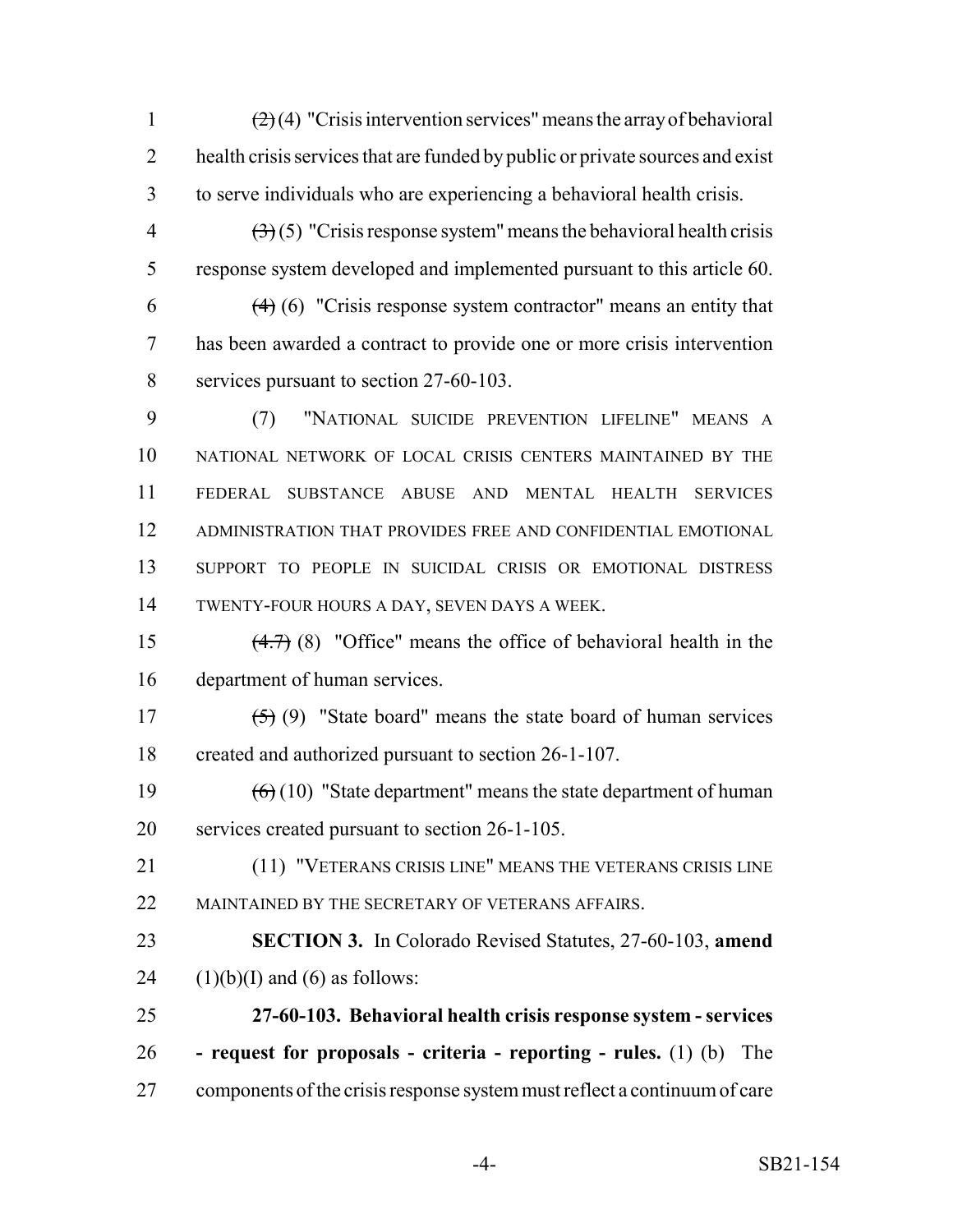~~(2)~~ (4) "Crisis intervention services" means the array of behavioral health crisis services that are funded by public or private sources and exist to serve individuals who are experiencing a behavioral health crisis.

~~(3)~~ (5) "Crisis response system" means the behavioral health crisis response system developed and implemented pursuant to this article 60.

~~(4)~~ (6) "Crisis response system contractor" means an entity that has been awarded a contract to provide one or more crisis intervention services pursuant to section 27-60-103.

(7) "NATIONAL SUICIDE PREVENTION LIFELINE" MEANS A NATIONAL NETWORK OF LOCAL CRISIS CENTERS MAINTAINED BY THE FEDERAL SUBSTANCE ABUSE AND MENTAL HEALTH SERVICES ADMINISTRATION THAT PROVIDES FREE AND CONFIDENTIAL EMOTIONAL SUPPORT TO PEOPLE IN SUICIDAL CRISIS OR EMOTIONAL DISTRESS TWENTY-FOUR HOURS A DAY, SEVEN DAYS A WEEK.

~~(4.7)~~ (8) "Office" means the office of behavioral health in the department of human services.

~~(5)~~ (9) "State board" means the state board of human services created and authorized pursuant to section 26-1-107.

~~(6)~~ (10) "State department" means the state department of human services created pursuant to section 26-1-105.

(11) "VETERANS CRISIS LINE" MEANS THE VETERANS CRISIS LINE MAINTAINED BY THE SECRETARY OF VETERANS AFFAIRS.

**SECTION 3.** In Colorado Revised Statutes, 27-60-103, **amend** (1)(b)(I) and (6) as follows:

**27-60-103. Behavioral health crisis response system - services - request for proposals - criteria - reporting - rules.** (1) (b) The components of the crisis response system must reflect a continuum of care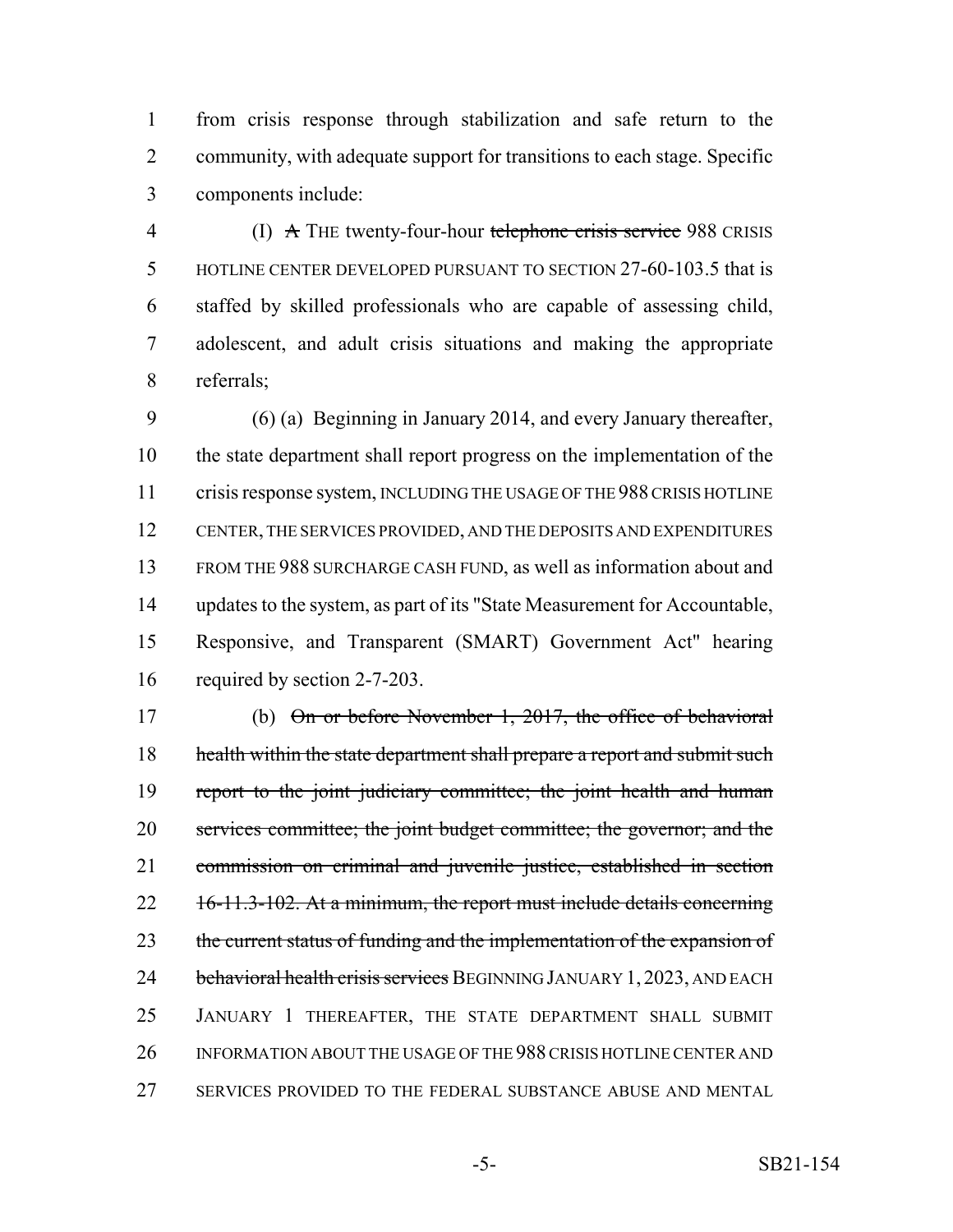from crisis response through stabilization and safe return to the community, with adequate support for transitions to each stage. Specific components include:

(I) ~~A~~ THE twenty-four-hour ~~telephone crisis service~~ 988 CRISIS HOTLINE CENTER DEVELOPED PURSUANT TO SECTION 27-60-103.5 that is staffed by skilled professionals who are capable of assessing child, adolescent, and adult crisis situations and making the appropriate referrals;

(6) (a) Beginning in January 2014, and every January thereafter, the state department shall report progress on the implementation of the crisis response system, INCLUDING THE USAGE OF THE 988 CRISIS HOTLINE CENTER, THE SERVICES PROVIDED, AND THE DEPOSITS AND EXPENDITURES FROM THE 988 SURCHARGE CASH FUND, as well as information about and updates to the system, as part of its "State Measurement for Accountable, Responsive, and Transparent (SMART) Government Act" hearing required by section 2-7-203.

(b) ~~On or before November 1, 2017, the office of behavioral health within the state department shall prepare a report and submit such report to the joint judiciary committee; the joint health and human services committee; the joint budget committee; the governor; and the commission on criminal and juvenile justice, established in section 16-11.3-102. At a minimum, the report must include details concerning the current status of funding and the implementation of the expansion of behavioral health crisis services~~ BEGINNING JANUARY 1, 2023, AND EACH JANUARY 1 THEREAFTER, THE STATE DEPARTMENT SHALL SUBMIT INFORMATION ABOUT THE USAGE OF THE 988 CRISIS HOTLINE CENTER AND SERVICES PROVIDED TO THE FEDERAL SUBSTANCE ABUSE AND MENTAL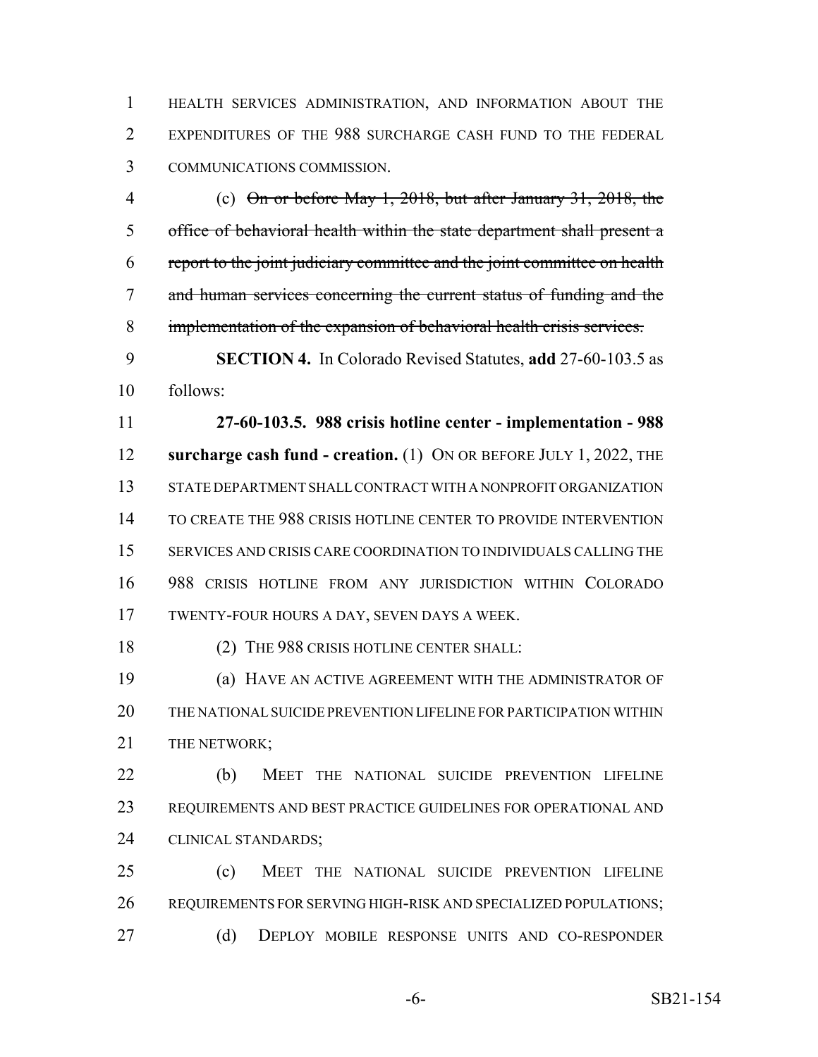HEALTH SERVICES ADMINISTRATION, AND INFORMATION ABOUT THE EXPENDITURES OF THE 988 SURCHARGE CASH FUND TO THE FEDERAL COMMUNICATIONS COMMISSION.

(c) ~~On or before May 1, 2018, but after January 31, 2018, the office of behavioral health within the state department shall present a report to the joint judiciary committee and the joint committee on health and human services concerning the current status of funding and the implementation of the expansion of behavioral health crisis services.~~

**SECTION 4.** In Colorado Revised Statutes, **add** 27-60-103.5 as follows:

**27-60-103.5. 988 crisis hotline center - implementation - 988 surcharge cash fund - creation.** (1) ON OR BEFORE JULY 1, 2022, THE STATE DEPARTMENT SHALL CONTRACT WITH A NONPROFIT ORGANIZATION TO CREATE THE 988 CRISIS HOTLINE CENTER TO PROVIDE INTERVENTION SERVICES AND CRISIS CARE COORDINATION TO INDIVIDUALS CALLING THE 988 CRISIS HOTLINE FROM ANY JURISDICTION WITHIN COLORADO TWENTY-FOUR HOURS A DAY, SEVEN DAYS A WEEK.

(2) THE 988 CRISIS HOTLINE CENTER SHALL:

(a) HAVE AN ACTIVE AGREEMENT WITH THE ADMINISTRATOR OF THE NATIONAL SUICIDE PREVENTION LIFELINE FOR PARTICIPATION WITHIN THE NETWORK;

(b) MEET THE NATIONAL SUICIDE PREVENTION LIFELINE REQUIREMENTS AND BEST PRACTICE GUIDELINES FOR OPERATIONAL AND CLINICAL STANDARDS;

(c) MEET THE NATIONAL SUICIDE PREVENTION LIFELINE REQUIREMENTS FOR SERVING HIGH-RISK AND SPECIALIZED POPULATIONS;

(d) DEPLOY MOBILE RESPONSE UNITS AND CO-RESPONDER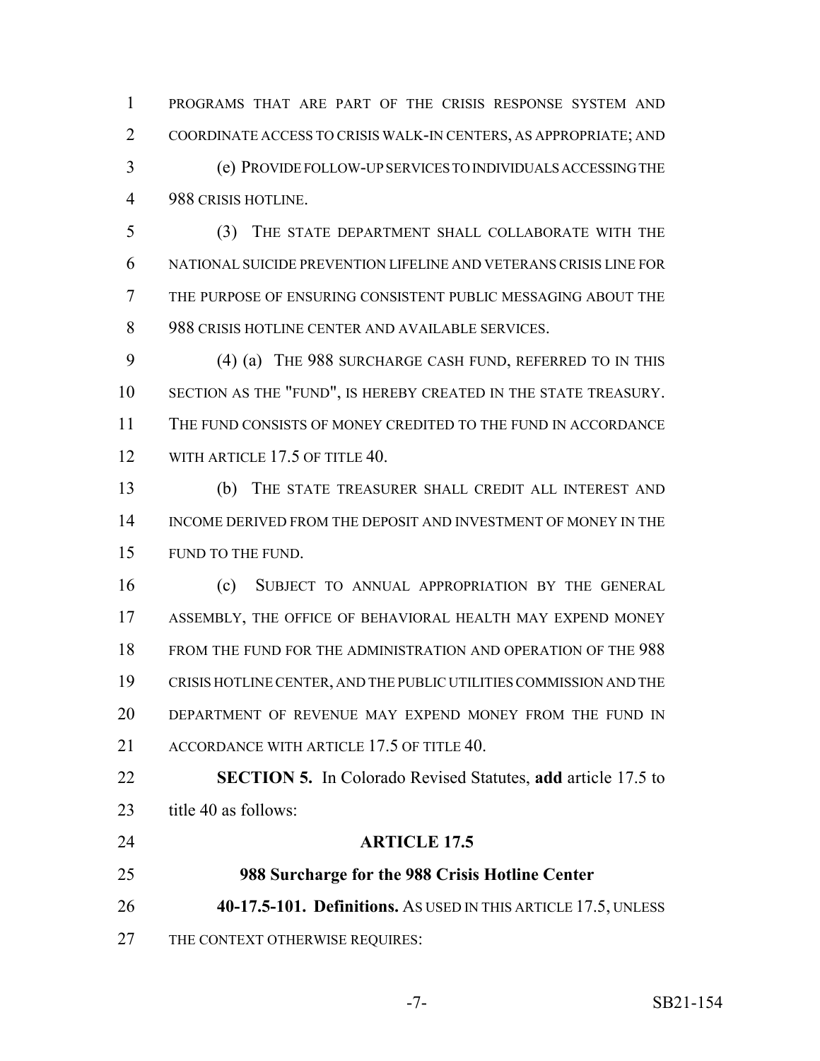PROGRAMS THAT ARE PART OF THE CRISIS RESPONSE SYSTEM AND COORDINATE ACCESS TO CRISIS WALK-IN CENTERS, AS APPROPRIATE; AND

(e) PROVIDE FOLLOW-UP SERVICES TO INDIVIDUALS ACCESSING THE 988 CRISIS HOTLINE.

(3) THE STATE DEPARTMENT SHALL COLLABORATE WITH THE NATIONAL SUICIDE PREVENTION LIFELINE AND VETERANS CRISIS LINE FOR THE PURPOSE OF ENSURING CONSISTENT PUBLIC MESSAGING ABOUT THE 988 CRISIS HOTLINE CENTER AND AVAILABLE SERVICES.

(4) (a) THE 988 SURCHARGE CASH FUND, REFERRED TO IN THIS SECTION AS THE "FUND", IS HEREBY CREATED IN THE STATE TREASURY. THE FUND CONSISTS OF MONEY CREDITED TO THE FUND IN ACCORDANCE WITH ARTICLE 17.5 OF TITLE 40.

(b) THE STATE TREASURER SHALL CREDIT ALL INTEREST AND INCOME DERIVED FROM THE DEPOSIT AND INVESTMENT OF MONEY IN THE FUND TO THE FUND.

(c) SUBJECT TO ANNUAL APPROPRIATION BY THE GENERAL ASSEMBLY, THE OFFICE OF BEHAVIORAL HEALTH MAY EXPEND MONEY FROM THE FUND FOR THE ADMINISTRATION AND OPERATION OF THE 988 CRISIS HOTLINE CENTER, AND THE PUBLIC UTILITIES COMMISSION AND THE DEPARTMENT OF REVENUE MAY EXPEND MONEY FROM THE FUND IN ACCORDANCE WITH ARTICLE 17.5 OF TITLE 40.

**SECTION 5.** In Colorado Revised Statutes, **add** article 17.5 to title 40 as follows:

**ARTICLE 17.5**

**988 Surcharge for the 988 Crisis Hotline Center**

**40-17.5-101. Definitions.** AS USED IN THIS ARTICLE 17.5, UNLESS THE CONTEXT OTHERWISE REQUIRES: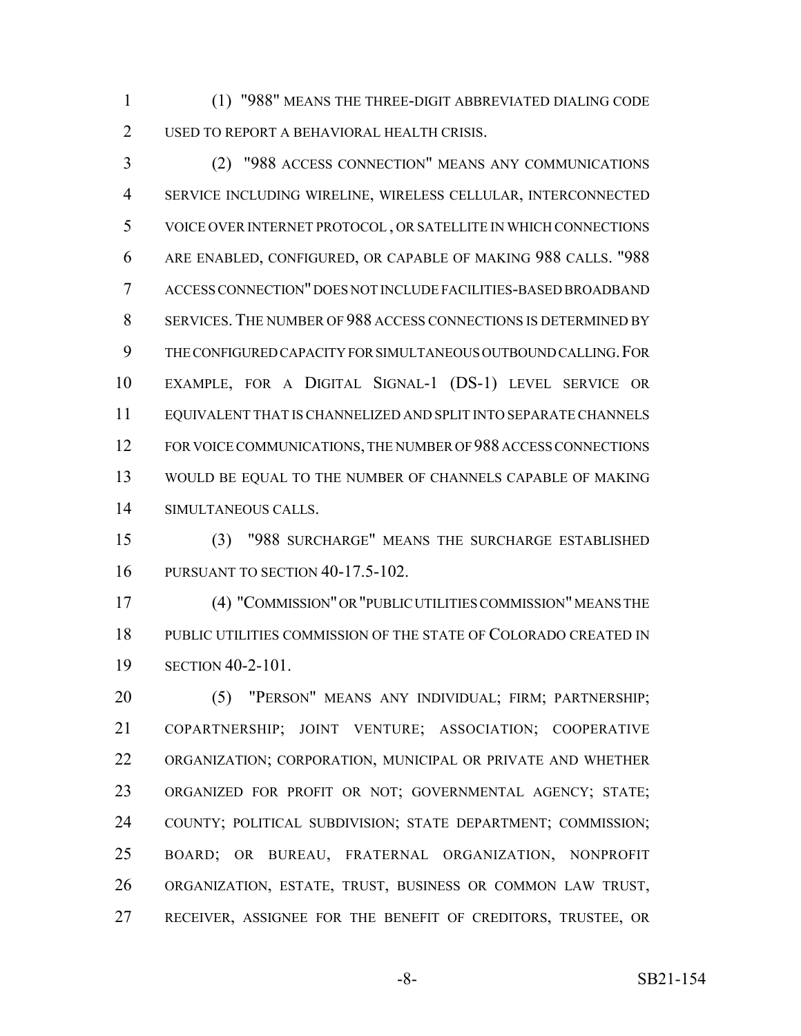(1) "988" MEANS THE THREE-DIGIT ABBREVIATED DIALING CODE USED TO REPORT A BEHAVIORAL HEALTH CRISIS.

(2) "988 ACCESS CONNECTION" MEANS ANY COMMUNICATIONS SERVICE INCLUDING WIRELINE, WIRELESS CELLULAR, INTERCONNECTED VOICE OVER INTERNET PROTOCOL , OR SATELLITE IN WHICH CONNECTIONS ARE ENABLED, CONFIGURED, OR CAPABLE OF MAKING 988 CALLS. "988 ACCESS CONNECTION" DOES NOT INCLUDE FACILITIES-BASED BROADBAND SERVICES. THE NUMBER OF 988 ACCESS CONNECTIONS IS DETERMINED BY THE CONFIGURED CAPACITY FOR SIMULTANEOUS OUTBOUND CALLING. FOR EXAMPLE, FOR A DIGITAL SIGNAL-1 (DS-1) LEVEL SERVICE OR EQUIVALENT THAT IS CHANNELIZED AND SPLIT INTO SEPARATE CHANNELS FOR VOICE COMMUNICATIONS, THE NUMBER OF 988 ACCESS CONNECTIONS WOULD BE EQUAL TO THE NUMBER OF CHANNELS CAPABLE OF MAKING SIMULTANEOUS CALLS.

(3) "988 SURCHARGE" MEANS THE SURCHARGE ESTABLISHED PURSUANT TO SECTION 40-17.5-102.

(4) "COMMISSION" OR "PUBLIC UTILITIES COMMISSION" MEANS THE PUBLIC UTILITIES COMMISSION OF THE STATE OF COLORADO CREATED IN SECTION 40-2-101.

(5) "PERSON" MEANS ANY INDIVIDUAL; FIRM; PARTNERSHIP; COPARTNERSHIP; JOINT VENTURE; ASSOCIATION; COOPERATIVE ORGANIZATION; CORPORATION, MUNICIPAL OR PRIVATE AND WHETHER ORGANIZED FOR PROFIT OR NOT; GOVERNMENTAL AGENCY; STATE; COUNTY; POLITICAL SUBDIVISION; STATE DEPARTMENT; COMMISSION; BOARD; OR BUREAU, FRATERNAL ORGANIZATION, NONPROFIT ORGANIZATION, ESTATE, TRUST, BUSINESS OR COMMON LAW TRUST, RECEIVER, ASSIGNEE FOR THE BENEFIT OF CREDITORS, TRUSTEE, OR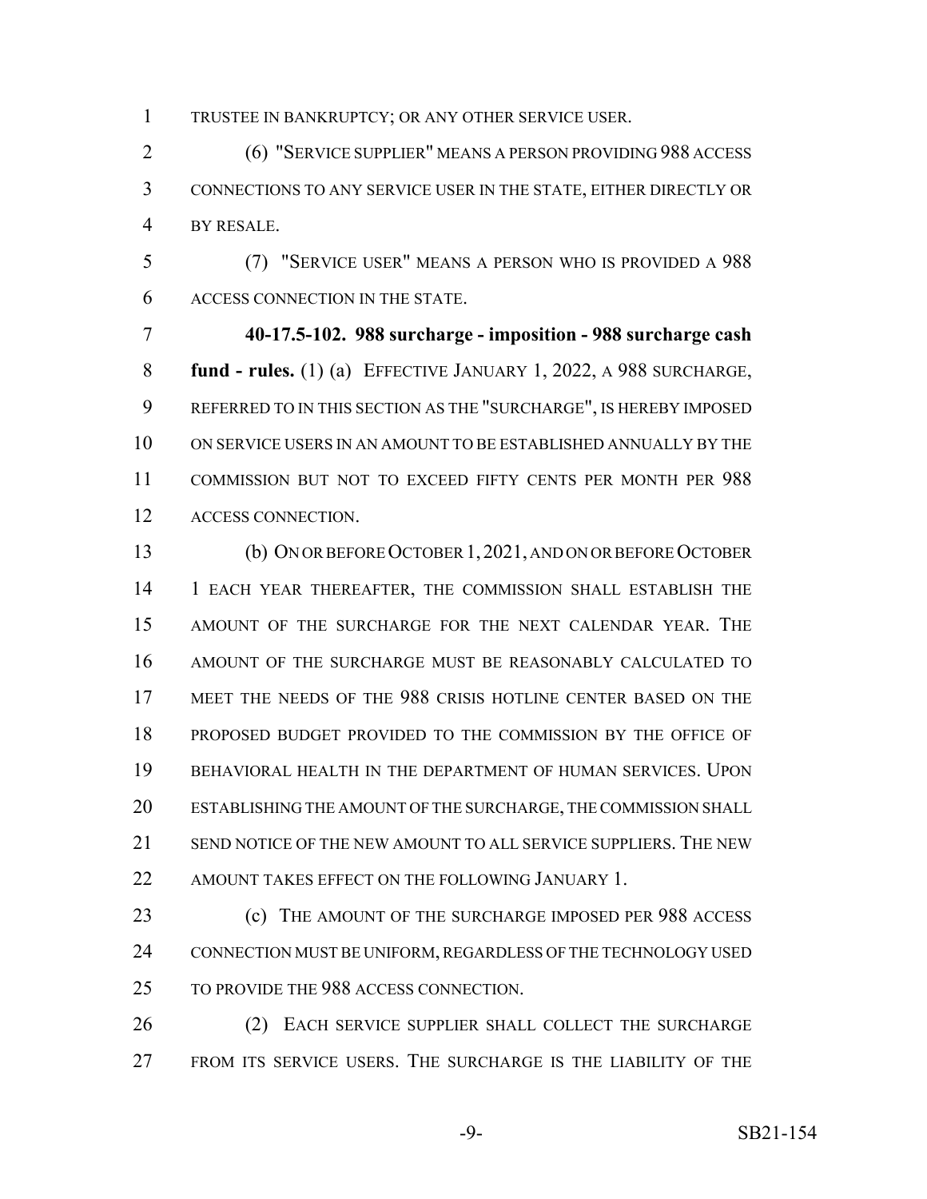TRUSTEE IN BANKRUPTCY; OR ANY OTHER SERVICE USER.

(6) "SERVICE SUPPLIER" MEANS A PERSON PROVIDING 988 ACCESS CONNECTIONS TO ANY SERVICE USER IN THE STATE, EITHER DIRECTLY OR BY RESALE.

(7) "SERVICE USER" MEANS A PERSON WHO IS PROVIDED A 988 ACCESS CONNECTION IN THE STATE.

**40-17.5-102. 988 surcharge - imposition - 988 surcharge cash fund - rules.** (1) (a) EFFECTIVE JANUARY 1, 2022, A 988 SURCHARGE, REFERRED TO IN THIS SECTION AS THE "SURCHARGE", IS HEREBY IMPOSED ON SERVICE USERS IN AN AMOUNT TO BE ESTABLISHED ANNUALLY BY THE COMMISSION BUT NOT TO EXCEED FIFTY CENTS PER MONTH PER 988 ACCESS CONNECTION.

(b) ON OR BEFORE OCTOBER 1, 2021, AND ON OR BEFORE OCTOBER 1 EACH YEAR THEREAFTER, THE COMMISSION SHALL ESTABLISH THE AMOUNT OF THE SURCHARGE FOR THE NEXT CALENDAR YEAR. THE AMOUNT OF THE SURCHARGE MUST BE REASONABLY CALCULATED TO MEET THE NEEDS OF THE 988 CRISIS HOTLINE CENTER BASED ON THE PROPOSED BUDGET PROVIDED TO THE COMMISSION BY THE OFFICE OF BEHAVIORAL HEALTH IN THE DEPARTMENT OF HUMAN SERVICES. UPON ESTABLISHING THE AMOUNT OF THE SURCHARGE, THE COMMISSION SHALL SEND NOTICE OF THE NEW AMOUNT TO ALL SERVICE SUPPLIERS. THE NEW AMOUNT TAKES EFFECT ON THE FOLLOWING JANUARY 1.

(c) THE AMOUNT OF THE SURCHARGE IMPOSED PER 988 ACCESS CONNECTION MUST BE UNIFORM, REGARDLESS OF THE TECHNOLOGY USED TO PROVIDE THE 988 ACCESS CONNECTION.

(2) EACH SERVICE SUPPLIER SHALL COLLECT THE SURCHARGE FROM ITS SERVICE USERS. THE SURCHARGE IS THE LIABILITY OF THE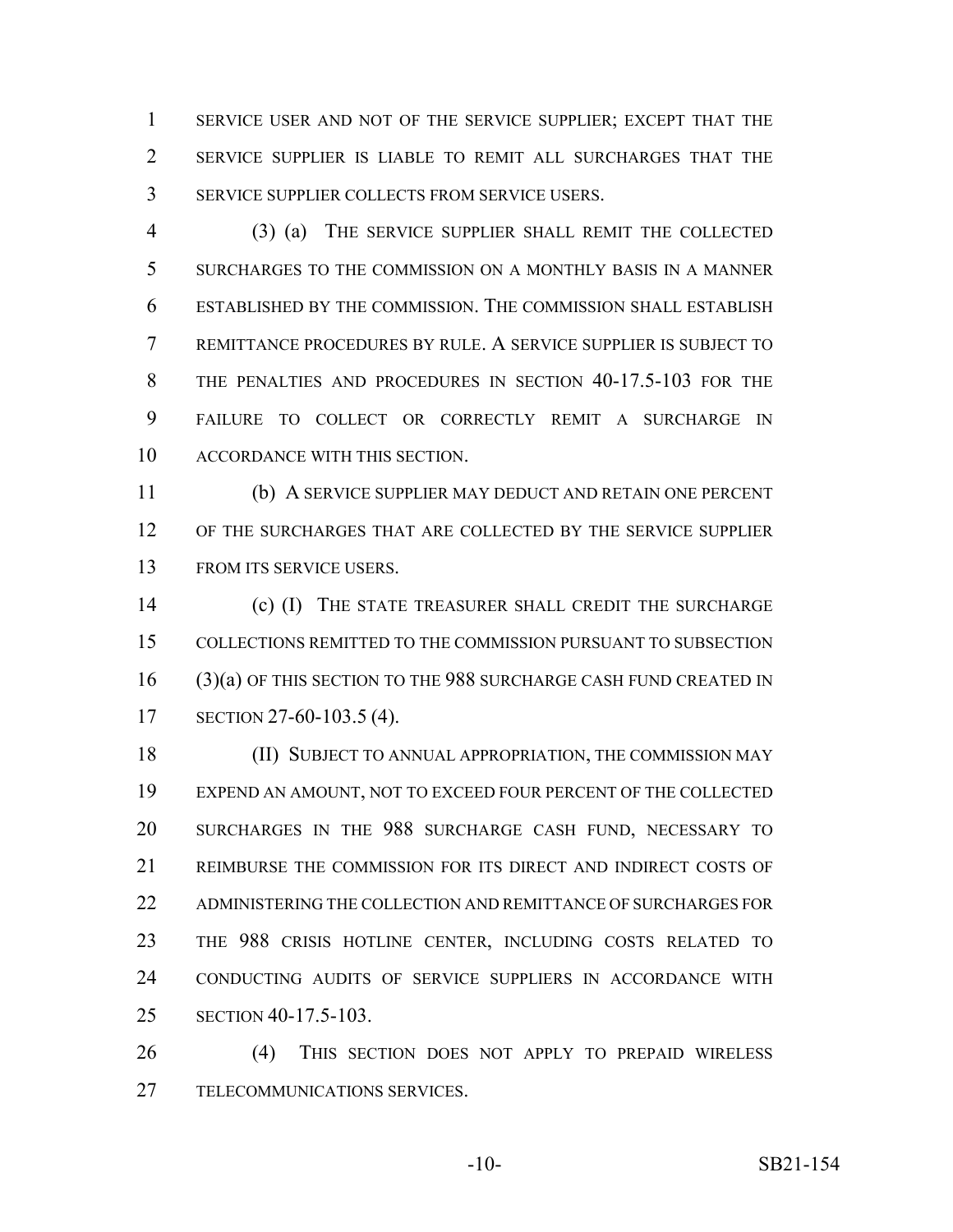SERVICE USER AND NOT OF THE SERVICE SUPPLIER; EXCEPT THAT THE SERVICE SUPPLIER IS LIABLE TO REMIT ALL SURCHARGES THAT THE SERVICE SUPPLIER COLLECTS FROM SERVICE USERS.

(3) (a) THE SERVICE SUPPLIER SHALL REMIT THE COLLECTED SURCHARGES TO THE COMMISSION ON A MONTHLY BASIS IN A MANNER ESTABLISHED BY THE COMMISSION. THE COMMISSION SHALL ESTABLISH REMITTANCE PROCEDURES BY RULE. A SERVICE SUPPLIER IS SUBJECT TO THE PENALTIES AND PROCEDURES IN SECTION 40-17.5-103 FOR THE FAILURE TO COLLECT OR CORRECTLY REMIT A SURCHARGE IN ACCORDANCE WITH THIS SECTION.

(b) A SERVICE SUPPLIER MAY DEDUCT AND RETAIN ONE PERCENT OF THE SURCHARGES THAT ARE COLLECTED BY THE SERVICE SUPPLIER FROM ITS SERVICE USERS.

(c) (I) THE STATE TREASURER SHALL CREDIT THE SURCHARGE COLLECTIONS REMITTED TO THE COMMISSION PURSUANT TO SUBSECTION (3)(a) OF THIS SECTION TO THE 988 SURCHARGE CASH FUND CREATED IN SECTION 27-60-103.5 (4).

(II) SUBJECT TO ANNUAL APPROPRIATION, THE COMMISSION MAY EXPEND AN AMOUNT, NOT TO EXCEED FOUR PERCENT OF THE COLLECTED SURCHARGES IN THE 988 SURCHARGE CASH FUND, NECESSARY TO REIMBURSE THE COMMISSION FOR ITS DIRECT AND INDIRECT COSTS OF ADMINISTERING THE COLLECTION AND REMITTANCE OF SURCHARGES FOR THE 988 CRISIS HOTLINE CENTER, INCLUDING COSTS RELATED TO CONDUCTING AUDITS OF SERVICE SUPPLIERS IN ACCORDANCE WITH SECTION 40-17.5-103.

(4) THIS SECTION DOES NOT APPLY TO PREPAID WIRELESS TELECOMMUNICATIONS SERVICES.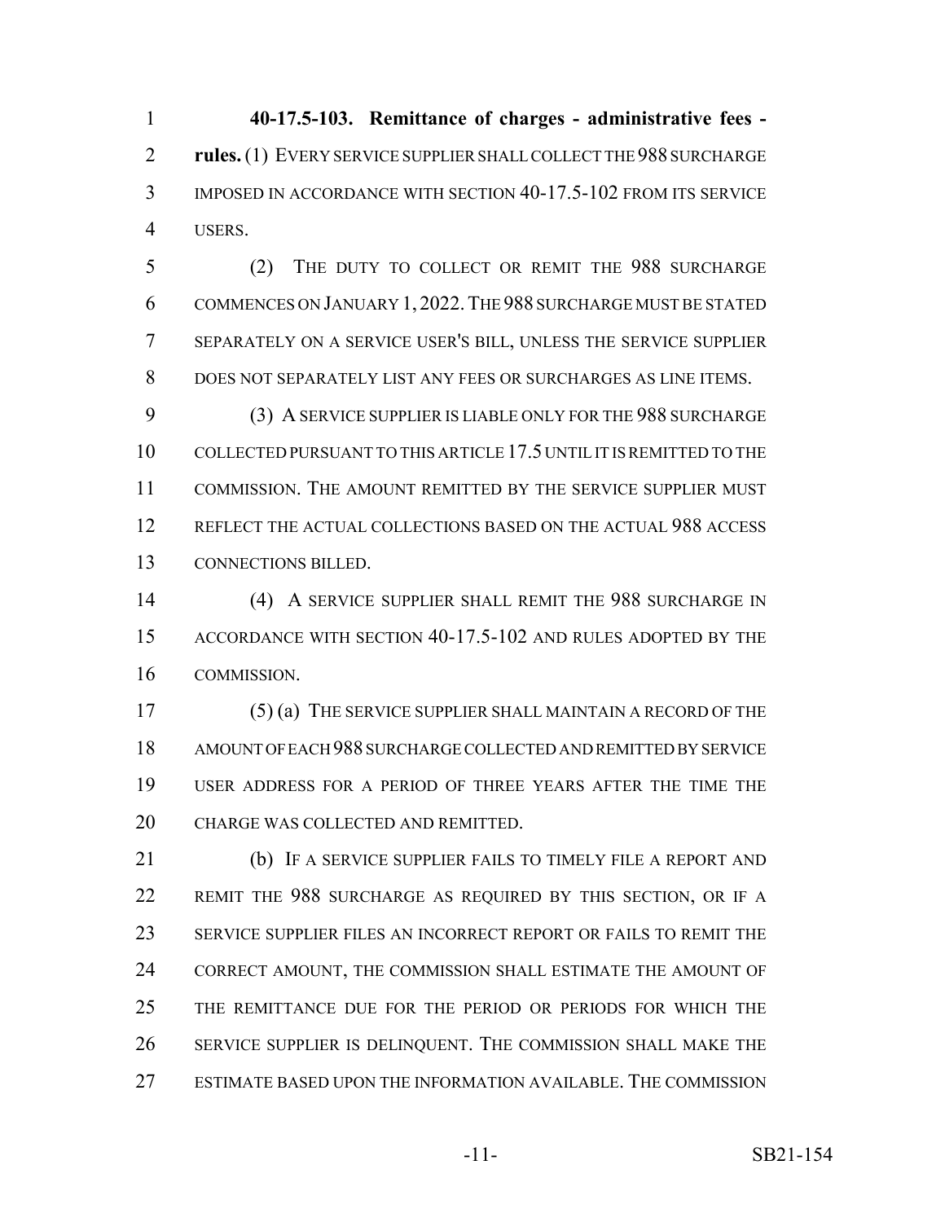**40-17.5-103. Remittance of charges - administrative fees - rules.** (1) EVERY SERVICE SUPPLIER SHALL COLLECT THE 988 SURCHARGE IMPOSED IN ACCORDANCE WITH SECTION 40-17.5-102 FROM ITS SERVICE USERS.

(2) THE DUTY TO COLLECT OR REMIT THE 988 SURCHARGE COMMENCES ON JANUARY 1, 2022. THE 988 SURCHARGE MUST BE STATED SEPARATELY ON A SERVICE USER'S BILL, UNLESS THE SERVICE SUPPLIER DOES NOT SEPARATELY LIST ANY FEES OR SURCHARGES AS LINE ITEMS.

(3) A SERVICE SUPPLIER IS LIABLE ONLY FOR THE 988 SURCHARGE COLLECTED PURSUANT TO THIS ARTICLE 17.5 UNTIL IT IS REMITTED TO THE COMMISSION. THE AMOUNT REMITTED BY THE SERVICE SUPPLIER MUST REFLECT THE ACTUAL COLLECTIONS BASED ON THE ACTUAL 988 ACCESS CONNECTIONS BILLED.

(4) A SERVICE SUPPLIER SHALL REMIT THE 988 SURCHARGE IN ACCORDANCE WITH SECTION 40-17.5-102 AND RULES ADOPTED BY THE COMMISSION.

(5) (a) THE SERVICE SUPPLIER SHALL MAINTAIN A RECORD OF THE AMOUNT OF EACH 988 SURCHARGE COLLECTED AND REMITTED BY SERVICE USER ADDRESS FOR A PERIOD OF THREE YEARS AFTER THE TIME THE CHARGE WAS COLLECTED AND REMITTED.

(b) IF A SERVICE SUPPLIER FAILS TO TIMELY FILE A REPORT AND REMIT THE 988 SURCHARGE AS REQUIRED BY THIS SECTION, OR IF A SERVICE SUPPLIER FILES AN INCORRECT REPORT OR FAILS TO REMIT THE CORRECT AMOUNT, THE COMMISSION SHALL ESTIMATE THE AMOUNT OF THE REMITTANCE DUE FOR THE PERIOD OR PERIODS FOR WHICH THE SERVICE SUPPLIER IS DELINQUENT. THE COMMISSION SHALL MAKE THE ESTIMATE BASED UPON THE INFORMATION AVAILABLE. THE COMMISSION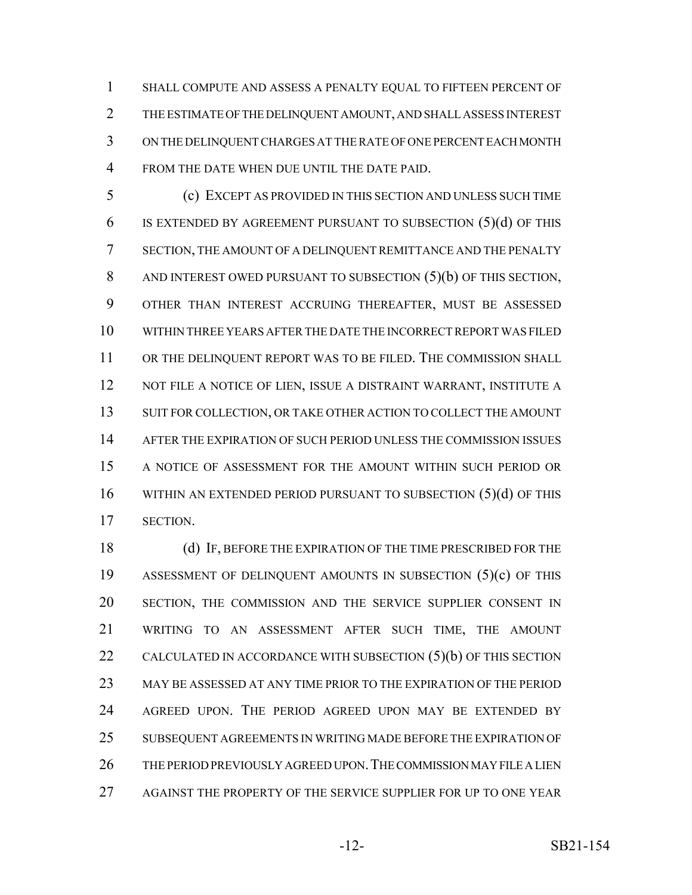SHALL COMPUTE AND ASSESS A PENALTY EQUAL TO FIFTEEN PERCENT OF THE ESTIMATE OF THE DELINQUENT AMOUNT, AND SHALL ASSESS INTEREST ON THE DELINQUENT CHARGES AT THE RATE OF ONE PERCENT EACH MONTH FROM THE DATE WHEN DUE UNTIL THE DATE PAID.

(c) EXCEPT AS PROVIDED IN THIS SECTION AND UNLESS SUCH TIME IS EXTENDED BY AGREEMENT PURSUANT TO SUBSECTION (5)(d) OF THIS SECTION, THE AMOUNT OF A DELINQUENT REMITTANCE AND THE PENALTY AND INTEREST OWED PURSUANT TO SUBSECTION (5)(b) OF THIS SECTION, OTHER THAN INTEREST ACCRUING THEREAFTER, MUST BE ASSESSED WITHIN THREE YEARS AFTER THE DATE THE INCORRECT REPORT WAS FILED OR THE DELINQUENT REPORT WAS TO BE FILED. THE COMMISSION SHALL NOT FILE A NOTICE OF LIEN, ISSUE A DISTRAINT WARRANT, INSTITUTE A SUIT FOR COLLECTION, OR TAKE OTHER ACTION TO COLLECT THE AMOUNT AFTER THE EXPIRATION OF SUCH PERIOD UNLESS THE COMMISSION ISSUES A NOTICE OF ASSESSMENT FOR THE AMOUNT WITHIN SUCH PERIOD OR WITHIN AN EXTENDED PERIOD PURSUANT TO SUBSECTION (5)(d) OF THIS SECTION.

(d) IF, BEFORE THE EXPIRATION OF THE TIME PRESCRIBED FOR THE ASSESSMENT OF DELINQUENT AMOUNTS IN SUBSECTION (5)(c) OF THIS SECTION, THE COMMISSION AND THE SERVICE SUPPLIER CONSENT IN WRITING TO AN ASSESSMENT AFTER SUCH TIME, THE AMOUNT CALCULATED IN ACCORDANCE WITH SUBSECTION (5)(b) OF THIS SECTION MAY BE ASSESSED AT ANY TIME PRIOR TO THE EXPIRATION OF THE PERIOD AGREED UPON. THE PERIOD AGREED UPON MAY BE EXTENDED BY SUBSEQUENT AGREEMENTS IN WRITING MADE BEFORE THE EXPIRATION OF THE PERIOD PREVIOUSLY AGREED UPON. THE COMMISSION MAY FILE A LIEN AGAINST THE PROPERTY OF THE SERVICE SUPPLIER FOR UP TO ONE YEAR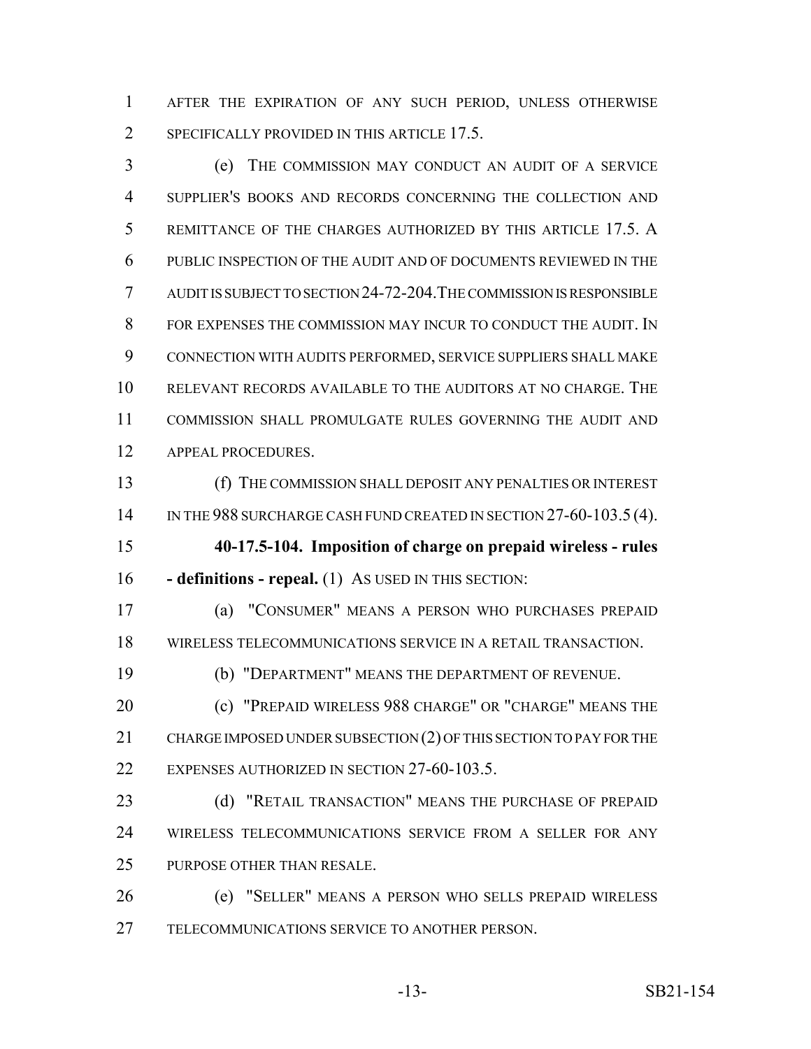AFTER THE EXPIRATION OF ANY SUCH PERIOD, UNLESS OTHERWISE SPECIFICALLY PROVIDED IN THIS ARTICLE 17.5.

(e) THE COMMISSION MAY CONDUCT AN AUDIT OF A SERVICE SUPPLIER'S BOOKS AND RECORDS CONCERNING THE COLLECTION AND REMITTANCE OF THE CHARGES AUTHORIZED BY THIS ARTICLE 17.5. A PUBLIC INSPECTION OF THE AUDIT AND OF DOCUMENTS REVIEWED IN THE AUDIT IS SUBJECT TO SECTION 24-72-204. THE COMMISSION IS RESPONSIBLE FOR EXPENSES THE COMMISSION MAY INCUR TO CONDUCT THE AUDIT. IN CONNECTION WITH AUDITS PERFORMED, SERVICE SUPPLIERS SHALL MAKE RELEVANT RECORDS AVAILABLE TO THE AUDITORS AT NO CHARGE. THE COMMISSION SHALL PROMULGATE RULES GOVERNING THE AUDIT AND APPEAL PROCEDURES.

(f) THE COMMISSION SHALL DEPOSIT ANY PENALTIES OR INTEREST IN THE 988 SURCHARGE CASH FUND CREATED IN SECTION 27-60-103.5 (4).

**40-17.5-104. Imposition of charge on prepaid wireless - rules - definitions - repeal.** (1) AS USED IN THIS SECTION:

(a) "CONSUMER" MEANS A PERSON WHO PURCHASES PREPAID WIRELESS TELECOMMUNICATIONS SERVICE IN A RETAIL TRANSACTION.

(b) "DEPARTMENT" MEANS THE DEPARTMENT OF REVENUE.

(c) "PREPAID WIRELESS 988 CHARGE" OR "CHARGE" MEANS THE CHARGE IMPOSED UNDER SUBSECTION (2) OF THIS SECTION TO PAY FOR THE EXPENSES AUTHORIZED IN SECTION 27-60-103.5.

(d) "RETAIL TRANSACTION" MEANS THE PURCHASE OF PREPAID WIRELESS TELECOMMUNICATIONS SERVICE FROM A SELLER FOR ANY PURPOSE OTHER THAN RESALE.

(e) "SELLER" MEANS A PERSON WHO SELLS PREPAID WIRELESS TELECOMMUNICATIONS SERVICE TO ANOTHER PERSON.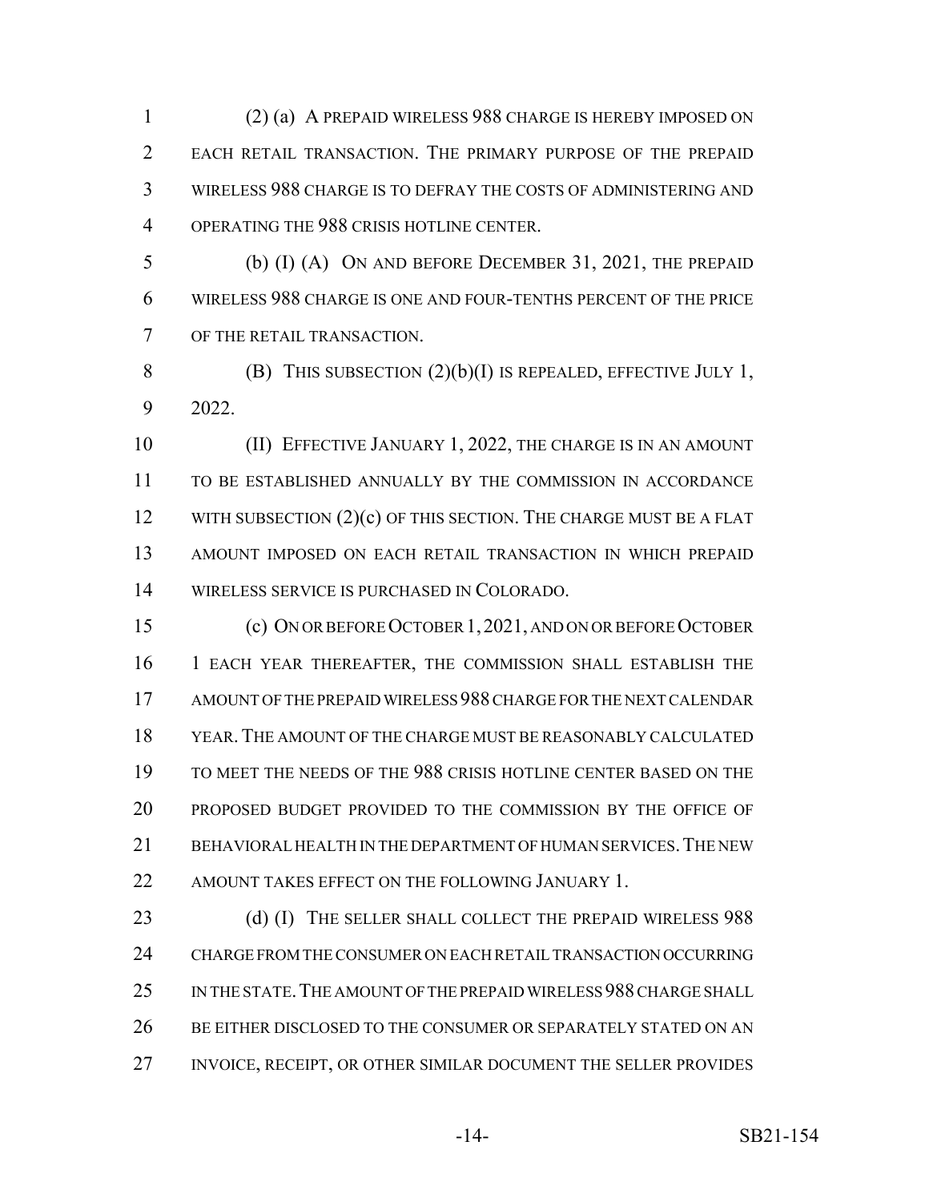(2) (a) A PREPAID WIRELESS 988 CHARGE IS HEREBY IMPOSED ON EACH RETAIL TRANSACTION. THE PRIMARY PURPOSE OF THE PREPAID WIRELESS 988 CHARGE IS TO DEFRAY THE COSTS OF ADMINISTERING AND OPERATING THE 988 CRISIS HOTLINE CENTER.

(b) (I) (A) ON AND BEFORE DECEMBER 31, 2021, THE PREPAID WIRELESS 988 CHARGE IS ONE AND FOUR-TENTHS PERCENT OF THE PRICE OF THE RETAIL TRANSACTION.

(B) THIS SUBSECTION (2)(b)(I) IS REPEALED, EFFECTIVE JULY 1, 2022.

(II) EFFECTIVE JANUARY 1, 2022, THE CHARGE IS IN AN AMOUNT TO BE ESTABLISHED ANNUALLY BY THE COMMISSION IN ACCORDANCE WITH SUBSECTION (2)(c) OF THIS SECTION. THE CHARGE MUST BE A FLAT AMOUNT IMPOSED ON EACH RETAIL TRANSACTION IN WHICH PREPAID WIRELESS SERVICE IS PURCHASED IN COLORADO.

(c) ON OR BEFORE OCTOBER 1, 2021, AND ON OR BEFORE OCTOBER 1 EACH YEAR THEREAFTER, THE COMMISSION SHALL ESTABLISH THE AMOUNT OF THE PREPAID WIRELESS 988 CHARGE FOR THE NEXT CALENDAR YEAR. THE AMOUNT OF THE CHARGE MUST BE REASONABLY CALCULATED TO MEET THE NEEDS OF THE 988 CRISIS HOTLINE CENTER BASED ON THE PROPOSED BUDGET PROVIDED TO THE COMMISSION BY THE OFFICE OF BEHAVIORAL HEALTH IN THE DEPARTMENT OF HUMAN SERVICES. THE NEW AMOUNT TAKES EFFECT ON THE FOLLOWING JANUARY 1.

(d) (I) THE SELLER SHALL COLLECT THE PREPAID WIRELESS 988 CHARGE FROM THE CONSUMER ON EACH RETAIL TRANSACTION OCCURRING IN THE STATE. THE AMOUNT OF THE PREPAID WIRELESS 988 CHARGE SHALL BE EITHER DISCLOSED TO THE CONSUMER OR SEPARATELY STATED ON AN INVOICE, RECEIPT, OR OTHER SIMILAR DOCUMENT THE SELLER PROVIDES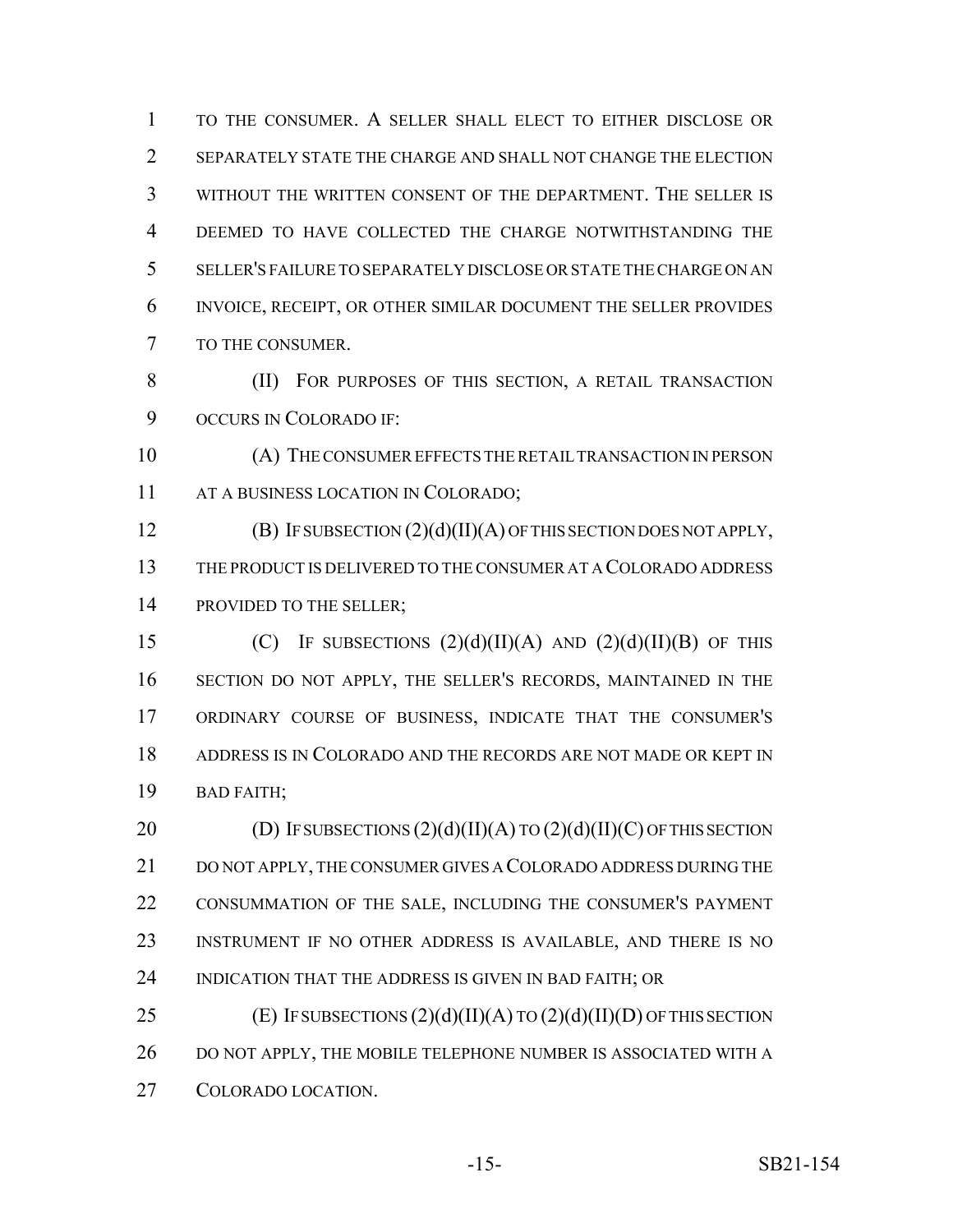TO THE CONSUMER. A SELLER SHALL ELECT TO EITHER DISCLOSE OR SEPARATELY STATE THE CHARGE AND SHALL NOT CHANGE THE ELECTION WITHOUT THE WRITTEN CONSENT OF THE DEPARTMENT. THE SELLER IS DEEMED TO HAVE COLLECTED THE CHARGE NOTWITHSTANDING THE SELLER'S FAILURE TO SEPARATELY DISCLOSE OR STATE THE CHARGE ON AN INVOICE, RECEIPT, OR OTHER SIMILAR DOCUMENT THE SELLER PROVIDES TO THE CONSUMER.

(II) FOR PURPOSES OF THIS SECTION, A RETAIL TRANSACTION OCCURS IN COLORADO IF:

(A) THE CONSUMER EFFECTS THE RETAIL TRANSACTION IN PERSON AT A BUSINESS LOCATION IN COLORADO;

(B) IF SUBSECTION (2)(d)(II)(A) OF THIS SECTION DOES NOT APPLY, THE PRODUCT IS DELIVERED TO THE CONSUMER AT A COLORADO ADDRESS PROVIDED TO THE SELLER;

(C) IF SUBSECTIONS (2)(d)(II)(A) AND (2)(d)(II)(B) OF THIS SECTION DO NOT APPLY, THE SELLER'S RECORDS, MAINTAINED IN THE ORDINARY COURSE OF BUSINESS, INDICATE THAT THE CONSUMER'S ADDRESS IS IN COLORADO AND THE RECORDS ARE NOT MADE OR KEPT IN BAD FAITH;

(D) IF SUBSECTIONS (2)(d)(II)(A) TO (2)(d)(II)(C) OF THIS SECTION DO NOT APPLY, THE CONSUMER GIVES A COLORADO ADDRESS DURING THE CONSUMMATION OF THE SALE, INCLUDING THE CONSUMER'S PAYMENT INSTRUMENT IF NO OTHER ADDRESS IS AVAILABLE, AND THERE IS NO INDICATION THAT THE ADDRESS IS GIVEN IN BAD FAITH; OR

(E) IF SUBSECTIONS (2)(d)(II)(A) TO (2)(d)(II)(D) OF THIS SECTION DO NOT APPLY, THE MOBILE TELEPHONE NUMBER IS ASSOCIATED WITH A COLORADO LOCATION.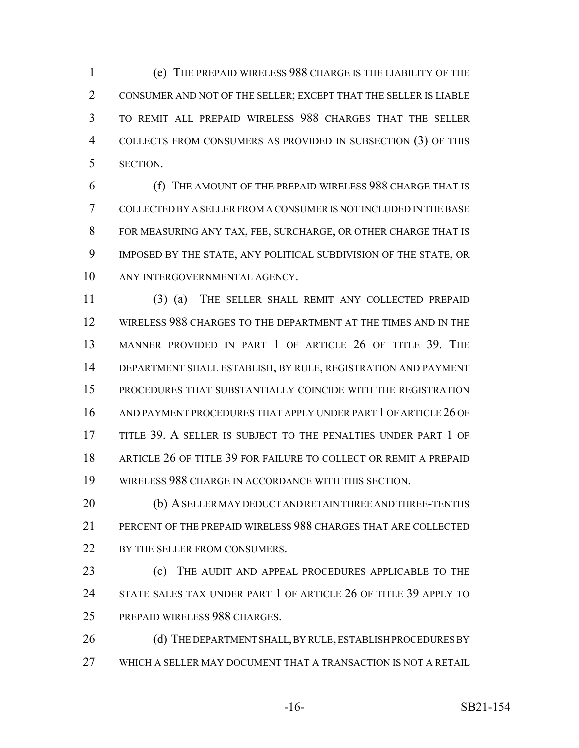(e) THE PREPAID WIRELESS 988 CHARGE IS THE LIABILITY OF THE CONSUMER AND NOT OF THE SELLER; EXCEPT THAT THE SELLER IS LIABLE TO REMIT ALL PREPAID WIRELESS 988 CHARGES THAT THE SELLER COLLECTS FROM CONSUMERS AS PROVIDED IN SUBSECTION (3) OF THIS SECTION.

(f) THE AMOUNT OF THE PREPAID WIRELESS 988 CHARGE THAT IS COLLECTED BY A SELLER FROM A CONSUMER IS NOT INCLUDED IN THE BASE FOR MEASURING ANY TAX, FEE, SURCHARGE, OR OTHER CHARGE THAT IS IMPOSED BY THE STATE, ANY POLITICAL SUBDIVISION OF THE STATE, OR ANY INTERGOVERNMENTAL AGENCY.

(3) (a) THE SELLER SHALL REMIT ANY COLLECTED PREPAID WIRELESS 988 CHARGES TO THE DEPARTMENT AT THE TIMES AND IN THE MANNER PROVIDED IN PART 1 OF ARTICLE 26 OF TITLE 39. THE DEPARTMENT SHALL ESTABLISH, BY RULE, REGISTRATION AND PAYMENT PROCEDURES THAT SUBSTANTIALLY COINCIDE WITH THE REGISTRATION AND PAYMENT PROCEDURES THAT APPLY UNDER PART 1 OF ARTICLE 26 OF TITLE 39. A SELLER IS SUBJECT TO THE PENALTIES UNDER PART 1 OF ARTICLE 26 OF TITLE 39 FOR FAILURE TO COLLECT OR REMIT A PREPAID WIRELESS 988 CHARGE IN ACCORDANCE WITH THIS SECTION.

(b) A SELLER MAY DEDUCT AND RETAIN THREE AND THREE-TENTHS PERCENT OF THE PREPAID WIRELESS 988 CHARGES THAT ARE COLLECTED BY THE SELLER FROM CONSUMERS.

(c) THE AUDIT AND APPEAL PROCEDURES APPLICABLE TO THE STATE SALES TAX UNDER PART 1 OF ARTICLE 26 OF TITLE 39 APPLY TO PREPAID WIRELESS 988 CHARGES.

(d) THE DEPARTMENT SHALL, BY RULE, ESTABLISH PROCEDURES BY WHICH A SELLER MAY DOCUMENT THAT A TRANSACTION IS NOT A RETAIL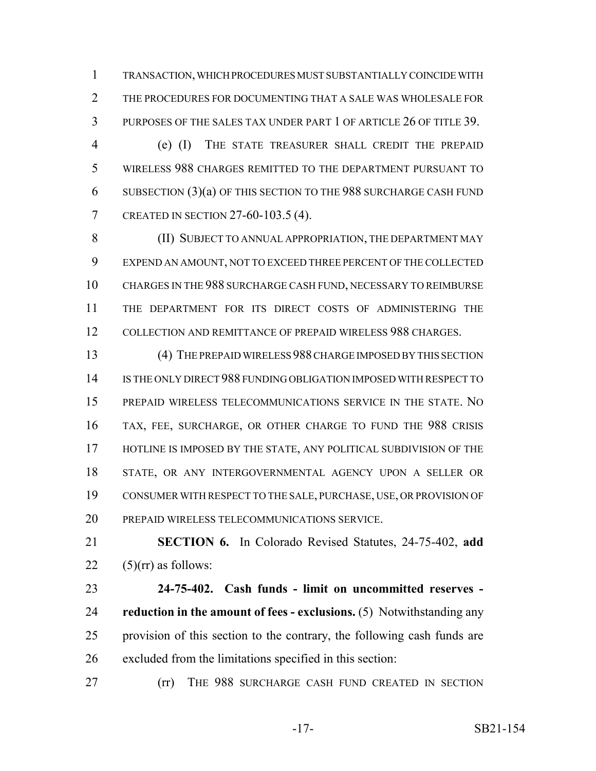TRANSACTION, WHICH PROCEDURES MUST SUBSTANTIALLY COINCIDE WITH THE PROCEDURES FOR DOCUMENTING THAT A SALE WAS WHOLESALE FOR PURPOSES OF THE SALES TAX UNDER PART 1 OF ARTICLE 26 OF TITLE 39.

(e) (I) THE STATE TREASURER SHALL CREDIT THE PREPAID WIRELESS 988 CHARGES REMITTED TO THE DEPARTMENT PURSUANT TO SUBSECTION (3)(a) OF THIS SECTION TO THE 988 SURCHARGE CASH FUND CREATED IN SECTION 27-60-103.5 (4).

(II) SUBJECT TO ANNUAL APPROPRIATION, THE DEPARTMENT MAY EXPEND AN AMOUNT, NOT TO EXCEED THREE PERCENT OF THE COLLECTED CHARGES IN THE 988 SURCHARGE CASH FUND, NECESSARY TO REIMBURSE THE DEPARTMENT FOR ITS DIRECT COSTS OF ADMINISTERING THE COLLECTION AND REMITTANCE OF PREPAID WIRELESS 988 CHARGES.

(4) THE PREPAID WIRELESS 988 CHARGE IMPOSED BY THIS SECTION IS THE ONLY DIRECT 988 FUNDING OBLIGATION IMPOSED WITH RESPECT TO PREPAID WIRELESS TELECOMMUNICATIONS SERVICE IN THE STATE. NO TAX, FEE, SURCHARGE, OR OTHER CHARGE TO FUND THE 988 CRISIS HOTLINE IS IMPOSED BY THE STATE, ANY POLITICAL SUBDIVISION OF THE STATE, OR ANY INTERGOVERNMENTAL AGENCY UPON A SELLER OR CONSUMER WITH RESPECT TO THE SALE, PURCHASE, USE, OR PROVISION OF PREPAID WIRELESS TELECOMMUNICATIONS SERVICE.

**SECTION 6.** In Colorado Revised Statutes, 24-75-402, **add** (5)(rr) as follows:

**24-75-402. Cash funds - limit on uncommitted reserves - reduction in the amount of fees - exclusions.** (5) Notwithstanding any provision of this section to the contrary, the following cash funds are excluded from the limitations specified in this section:

(rr) THE 988 SURCHARGE CASH FUND CREATED IN SECTION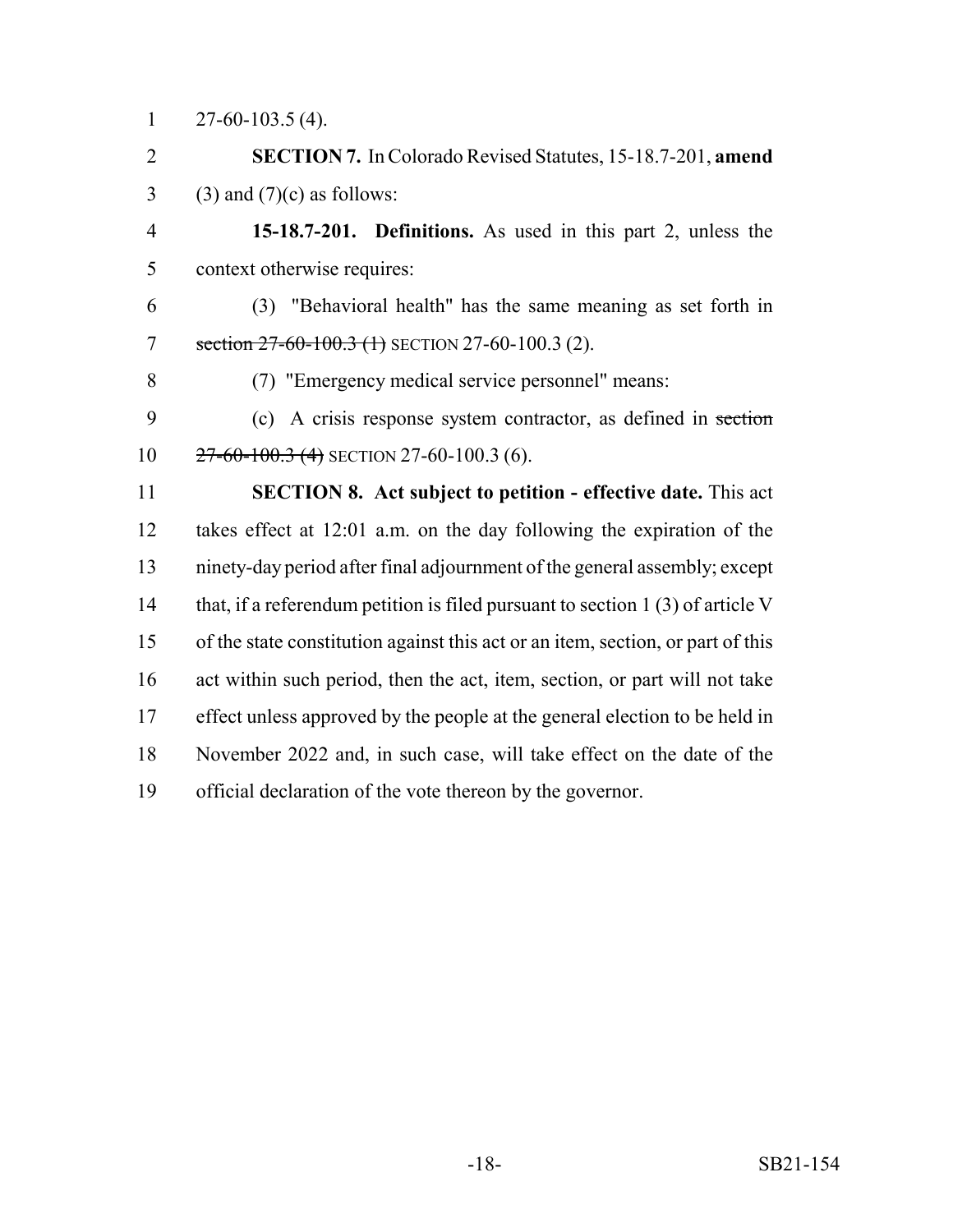27-60-103.5 (4).

**SECTION 7.** In Colorado Revised Statutes, 15-18.7-201, **amend** (3) and (7)(c) as follows:

**15-18.7-201. Definitions.** As used in this part 2, unless the context otherwise requires:

(3) "Behavioral health" has the same meaning as set forth in ~~section 27-60-100.3 (1)~~ SECTION 27-60-100.3 (2).

(7) "Emergency medical service personnel" means:

(c) A crisis response system contractor, as defined in ~~section 27-60-100.3 (4)~~ SECTION 27-60-100.3 (6).

**SECTION 8. Act subject to petition - effective date.** This act takes effect at 12:01 a.m. on the day following the expiration of the ninety-day period after final adjournment of the general assembly; except that, if a referendum petition is filed pursuant to section 1 (3) of article V of the state constitution against this act or an item, section, or part of this act within such period, then the act, item, section, or part will not take effect unless approved by the people at the general election to be held in November 2022 and, in such case, will take effect on the date of the official declaration of the vote thereon by the governor.